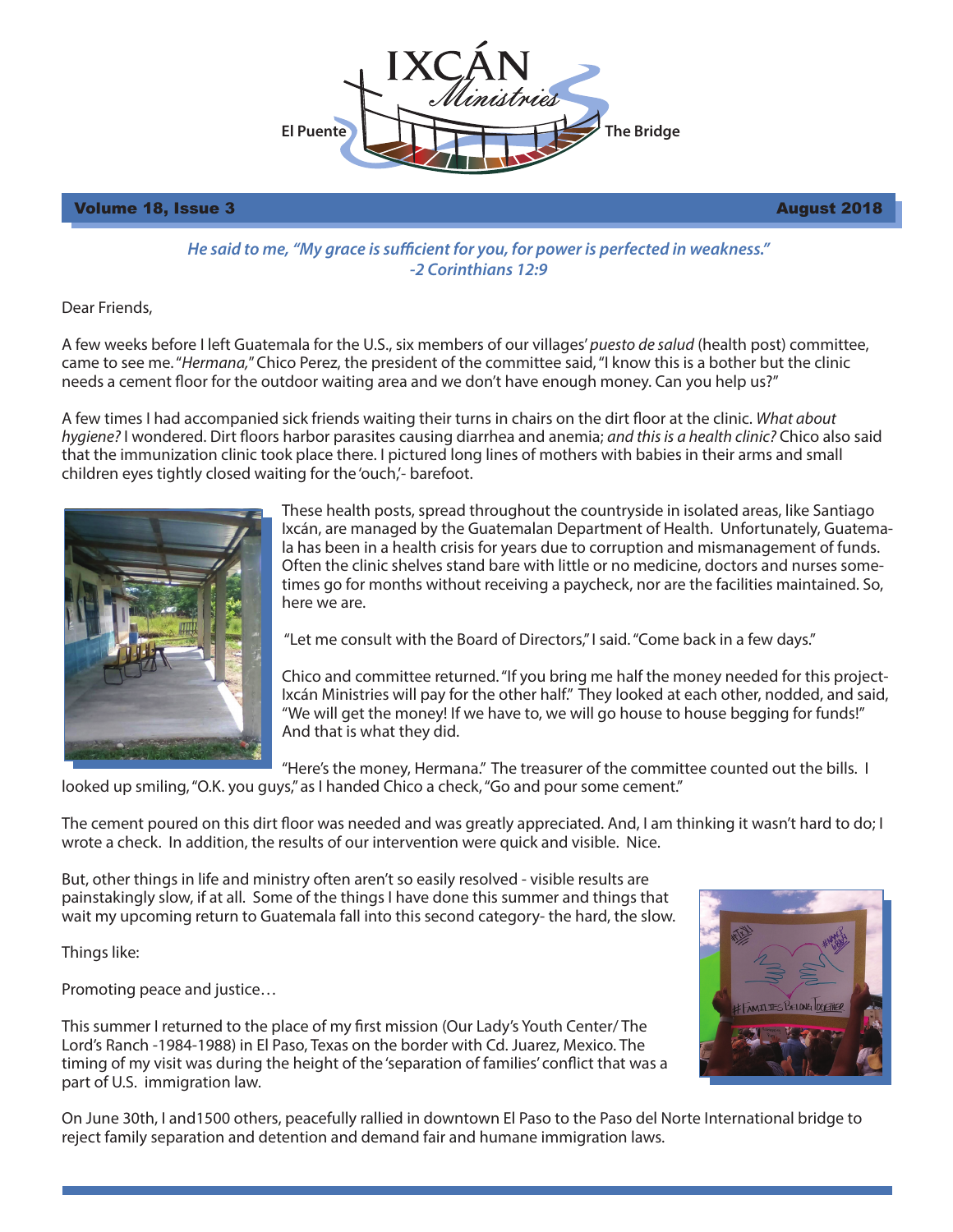# IXCÁN Ministries

El Puente — The Bridge

Volume 18, Issue 3 — August 2018

***He said to me, "My grace is sufficient for you, for power is perfected in weakness." -2 Corinthians 12:9***

Dear Friends,

A few weeks before I left Guatemala for the U.S., six members of our villages' *puesto de salud* (health post) committee, came to see me. "*Hermana,*" Chico Perez, the president of the committee said, "I know this is a bother but the clinic needs a cement floor for the outdoor waiting area and we don't have enough money. Can you help us?"

A few times I had accompanied sick friends waiting their turns in chairs on the dirt floor at the clinic. *What about hygiene?* I wondered. Dirt floors harbor parasites causing diarrhea and anemia; *and this is a health clinic?* Chico also said that the immunization clinic took place there. I pictured long lines of mothers with babies in their arms and small children eyes tightly closed waiting for the 'ouch,'- barefoot.

These health posts, spread throughout the countryside in isolated areas, like Santiago Ixcán, are managed by the Guatemalan Department of Health. Unfortunately, Guatemala has been in a health crisis for years due to corruption and mismanagement of funds. Often the clinic shelves stand bare with little or no medicine, doctors and nurses sometimes go for months without receiving a paycheck, nor are the facilities maintained. So, here we are.

"Let me consult with the Board of Directors," I said. "Come back in a few days."

Chico and committee returned. "If you bring me half the money needed for this project- Ixcán Ministries will pay for the other half." They looked at each other, nodded, and said, "We will get the money! If we have to, we will go house to house begging for funds!" And that is what they did.

"Here's the money, Hermana." The treasurer of the committee counted out the bills. I looked up smiling, "O.K. you guys," as I handed Chico a check, "Go and pour some cement."

The cement poured on this dirt floor was needed and was greatly appreciated. And, I am thinking it wasn't hard to do; I wrote a check. In addition, the results of our intervention were quick and visible. Nice.

But, other things in life and ministry often aren't so easily resolved - visible results are painstakingly slow, if at all. Some of the things I have done this summer and things that wait my upcoming return to Guatemala fall into this second category- the hard, the slow.

Things like:

Promoting peace and justice…

This summer I returned to the place of my first mission (Our Lady's Youth Center/ The Lord's Ranch -1984-1988) in El Paso, Texas on the border with Cd. Juarez, Mexico. The timing of my visit was during the height of the 'separation of families' conflict that was a part of U.S. immigration law.

On June 30th, I and1500 others, peacefully rallied in downtown El Paso to the Paso del Norte International bridge to reject family separation and detention and demand fair and humane immigration laws.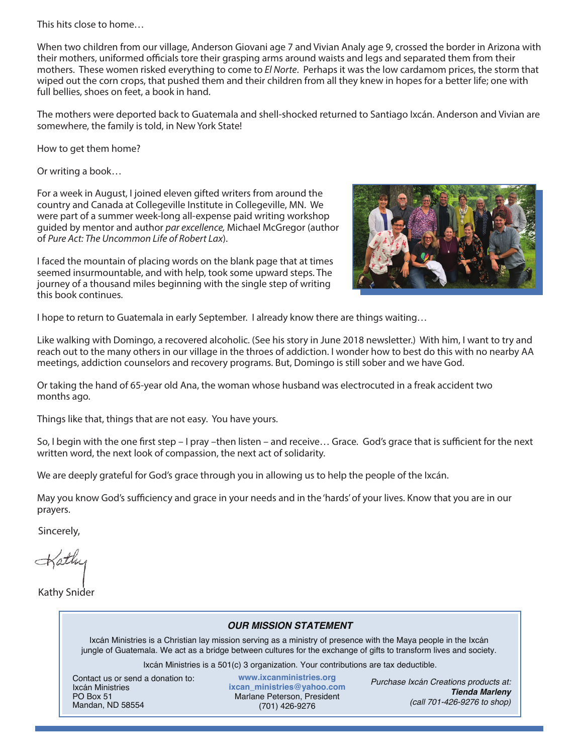This hits close to home…

When two children from our village, Anderson Giovani age 7 and Vivian Analy age 9, crossed the border in Arizona with their mothers, uniformed officials tore their grasping arms around waists and legs and separated them from their mothers. These women risked everything to come to *El Norte*. Perhaps it was the low cardamom prices, the storm that wiped out the corn crops, that pushed them and their children from all they knew in hopes for a better life; one with full bellies, shoes on feet, a book in hand.

The mothers were deported back to Guatemala and shell-shocked returned to Santiago Ixcán. Anderson and Vivian are somewhere, the family is told, in New York State!

How to get them home?

Or writing a book…

For a week in August, I joined eleven gifted writers from around the country and Canada at Collegeville Institute in Collegeville, MN. We were part of a summer week-long all-expense paid writing workshop guided by mentor and author *par excellence,* Michael McGregor (author of *Pure Act: The Uncommon Life of Robert Lax*).

I faced the mountain of placing words on the blank page that at times seemed insurmountable, and with help, took some upward steps. The journey of a thousand miles beginning with the single step of writing this book continues.

I hope to return to Guatemala in early September. I already know there are things waiting…

Like walking with Domingo, a recovered alcoholic. (See his story in June 2018 newsletter.) With him, I want to try and reach out to the many others in our village in the throes of addiction. I wonder how to best do this with no nearby AA meetings, addiction counselors and recovery programs. But, Domingo is still sober and we have God.

Or taking the hand of 65-year old Ana, the woman whose husband was electrocuted in a freak accident two months ago.

Things like that, things that are not easy. You have yours.

So, I begin with the one first step – I pray –then listen – and receive… Grace. God's grace that is sufficient for the next written word, the next look of compassion, the next act of solidarity.

We are deeply grateful for God's grace through you in allowing us to help the people of the Ixcán.

May you know God's sufficiency and grace in your needs and in the 'hards' of your lives. Know that you are in our prayers.

Sincerely,

Kathy

Kathy Snider

### *OUR MISSION STATEMENT*

Ixcán Ministries is a Christian lay mission serving as a ministry of presence with the Maya people in the Ixcán jungle of Guatemala. We act as a bridge between cultures for the exchange of gifts to transform lives and society.

Ixcán Ministries is a 501(c) 3 organization. Your contributions are tax deductible.

Contact us or send a donation to:
Ixcán Ministries
PO Box 51
Mandan, ND 58554

**www.ixcanministries.org**
**ixcan_ministries@yahoo.com**
Marlane Peterson, President
(701) 426-9276

*Purchase Ixcán Creations products at:*
***Tienda Marleny***
*(call 701-426-9276 to shop)*